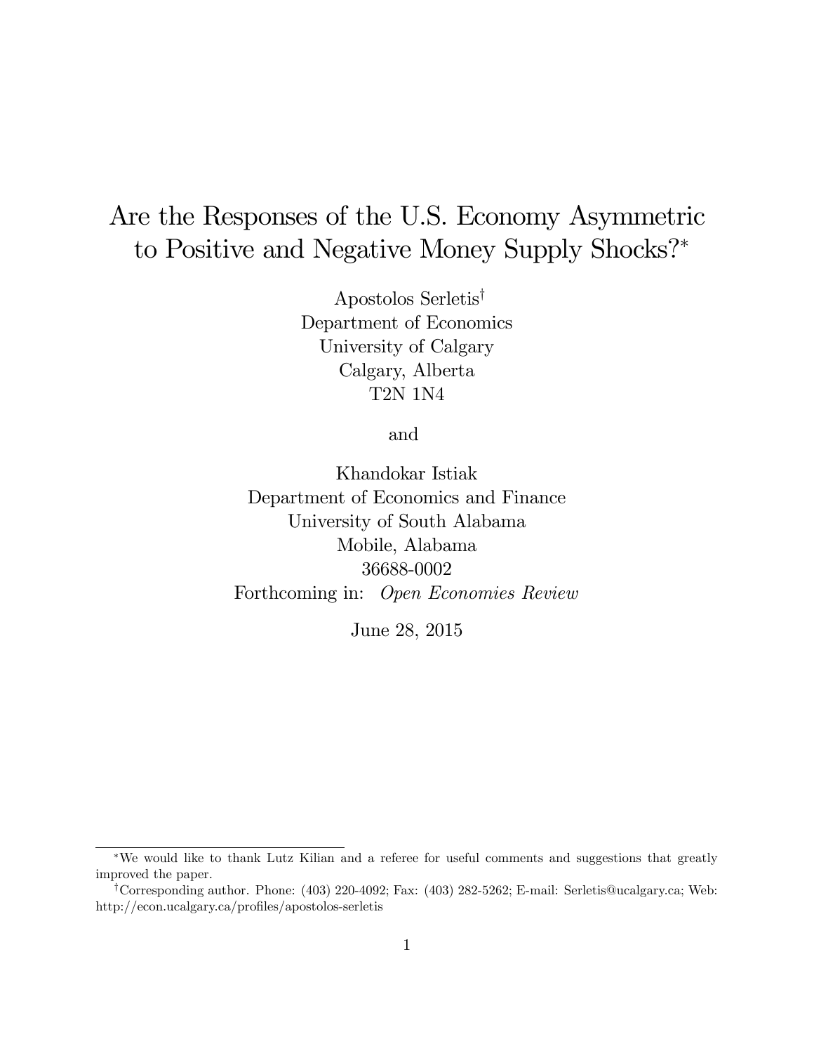# Are the Responses of the U.S. Economy Asymmetric to Positive and Negative Money Supply Shocks?[*]

Apostolos Serletis[†]
Department of Economics
University of Calgary
Calgary, Alberta
T2N 1N4

and

Khandokar Istiak
Department of Economics and Finance
University of South Alabama
Mobile, Alabama
36688-0002

Forthcoming in: *Open Economies Review*

June 28, 2015

---

[*] We would like to thank Lutz Kilian and a referee for useful comments and suggestions that greatly improved the paper.

[†] Corresponding author. Phone: (403) 220-4092; Fax: (403) 282-5262; E-mail: Serletis@ucalgary.ca; Web: http://econ.ucalgary.ca/profiles/apostolos-serletis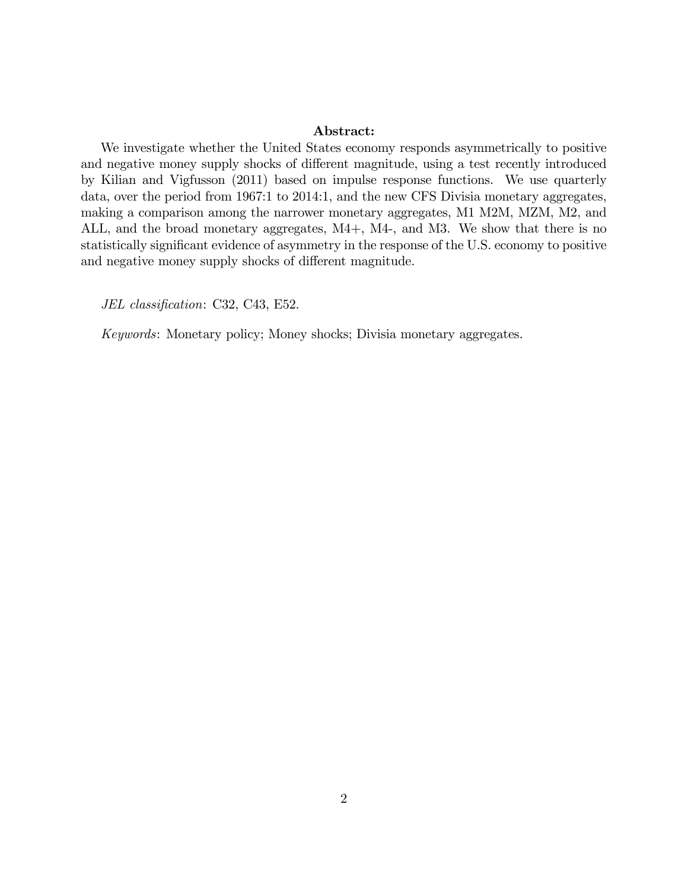**Abstract:**

We investigate whether the United States economy responds asymmetrically to positive and negative money supply shocks of different magnitude, using a test recently introduced by Kilian and Vigfusson (2011) based on impulse response functions. We use quarterly data, over the period from 1967:1 to 2014:1, and the new CFS Divisia monetary aggregates, making a comparison among the narrower monetary aggregates, M1 M2M, MZM, M2, and ALL, and the broad monetary aggregates, M4+, M4-, and M3. We show that there is no statistically significant evidence of asymmetry in the response of the U.S. economy to positive and negative money supply shocks of different magnitude.

*JEL classification*: C32, C43, E52.

*Keywords*: Monetary policy; Money shocks; Divisia monetary aggregates.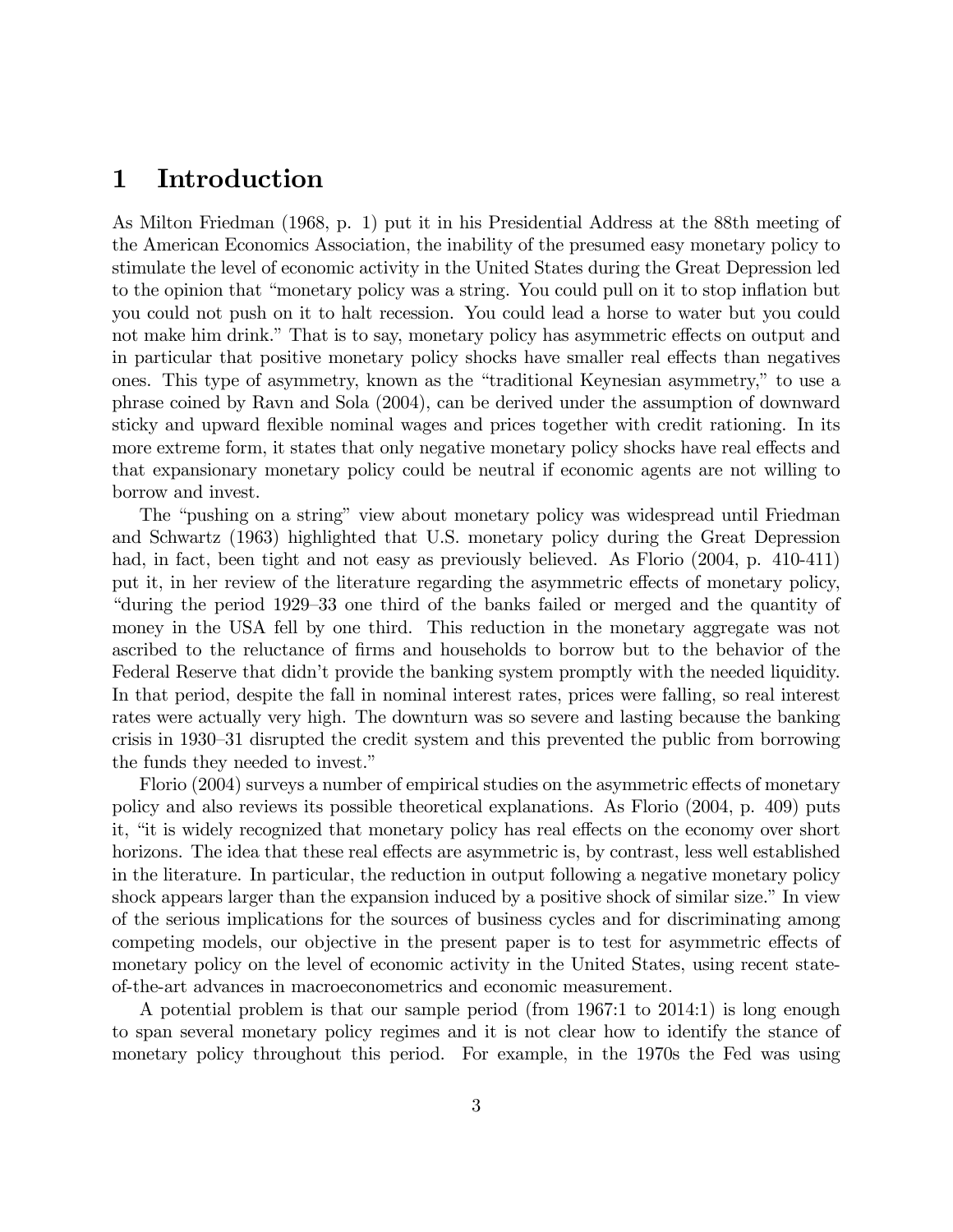# 1 Introduction

As Milton Friedman (1968, p. 1) put it in his Presidential Address at the 88th meeting of the American Economics Association, the inability of the presumed easy monetary policy to stimulate the level of economic activity in the United States during the Great Depression led to the opinion that "monetary policy was a string. You could pull on it to stop inflation but you could not push on it to halt recession. You could lead a horse to water but you could not make him drink." That is to say, monetary policy has asymmetric effects on output and in particular that positive monetary policy shocks have smaller real effects than negatives ones. This type of asymmetry, known as the "traditional Keynesian asymmetry," to use a phrase coined by Ravn and Sola (2004), can be derived under the assumption of downward sticky and upward flexible nominal wages and prices together with credit rationing. In its more extreme form, it states that only negative monetary policy shocks have real effects and that expansionary monetary policy could be neutral if economic agents are not willing to borrow and invest.

The "pushing on a string" view about monetary policy was widespread until Friedman and Schwartz (1963) highlighted that U.S. monetary policy during the Great Depression had, in fact, been tight and not easy as previously believed. As Florio (2004, p. 410-411) put it, in her review of the literature regarding the asymmetric effects of monetary policy, "during the period 1929–33 one third of the banks failed or merged and the quantity of money in the USA fell by one third. This reduction in the monetary aggregate was not ascribed to the reluctance of firms and households to borrow but to the behavior of the Federal Reserve that didn't provide the banking system promptly with the needed liquidity. In that period, despite the fall in nominal interest rates, prices were falling, so real interest rates were actually very high. The downturn was so severe and lasting because the banking crisis in 1930–31 disrupted the credit system and this prevented the public from borrowing the funds they needed to invest."

Florio (2004) surveys a number of empirical studies on the asymmetric effects of monetary policy and also reviews its possible theoretical explanations. As Florio (2004, p. 409) puts it, "it is widely recognized that monetary policy has real effects on the economy over short horizons. The idea that these real effects are asymmetric is, by contrast, less well established in the literature. In particular, the reduction in output following a negative monetary policy shock appears larger than the expansion induced by a positive shock of similar size." In view of the serious implications for the sources of business cycles and for discriminating among competing models, our objective in the present paper is to test for asymmetric effects of monetary policy on the level of economic activity in the United States, using recent state-of-the-art advances in macroeconometrics and economic measurement.

A potential problem is that our sample period (from 1967:1 to 2014:1) is long enough to span several monetary policy regimes and it is not clear how to identify the stance of monetary policy throughout this period. For example, in the 1970s the Fed was using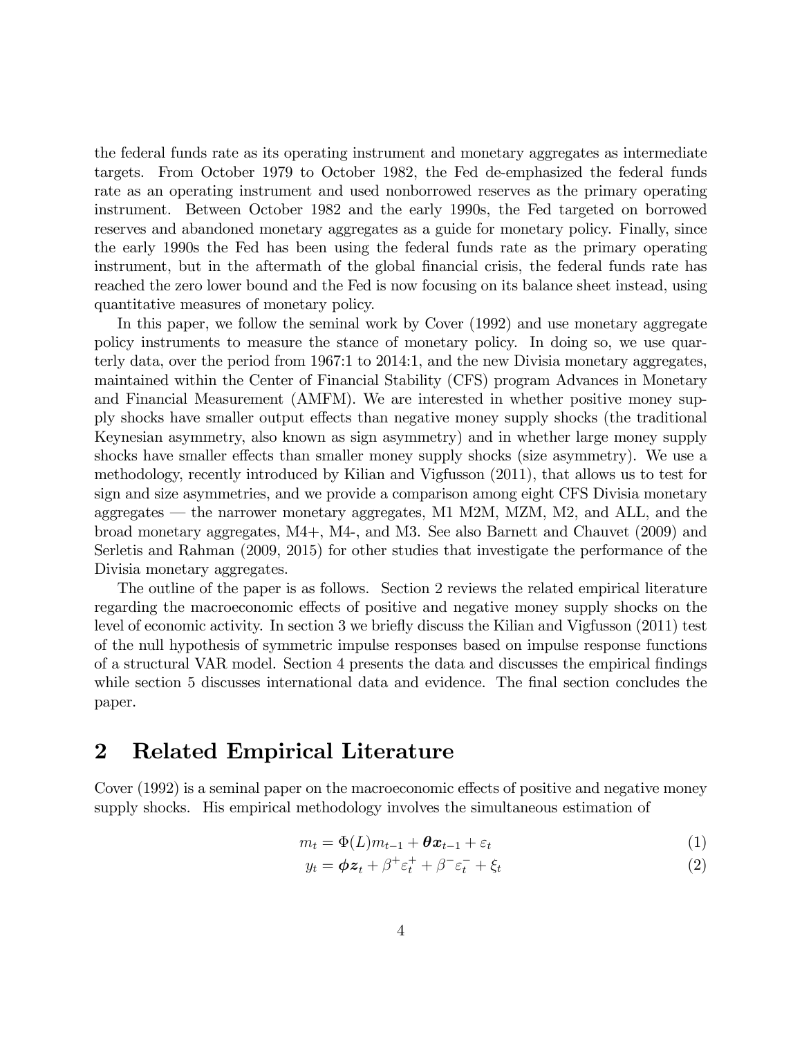the federal funds rate as its operating instrument and monetary aggregates as intermediate targets. From October 1979 to October 1982, the Fed de-emphasized the federal funds rate as an operating instrument and used nonborrowed reserves as the primary operating instrument. Between October 1982 and the early 1990s, the Fed targeted on borrowed reserves and abandoned monetary aggregates as a guide for monetary policy. Finally, since the early 1990s the Fed has been using the federal funds rate as the primary operating instrument, but in the aftermath of the global financial crisis, the federal funds rate has reached the zero lower bound and the Fed is now focusing on its balance sheet instead, using quantitative measures of monetary policy.

In this paper, we follow the seminal work by Cover (1992) and use monetary aggregate policy instruments to measure the stance of monetary policy. In doing so, we use quarterly data, over the period from 1967:1 to 2014:1, and the new Divisia monetary aggregates, maintained within the Center of Financial Stability (CFS) program Advances in Monetary and Financial Measurement (AMFM). We are interested in whether positive money supply shocks have smaller output effects than negative money supply shocks (the traditional Keynesian asymmetry, also known as sign asymmetry) and in whether large money supply shocks have smaller effects than smaller money supply shocks (size asymmetry). We use a methodology, recently introduced by Kilian and Vigfusson (2011), that allows us to test for sign and size asymmetries, and we provide a comparison among eight CFS Divisia monetary aggregates — the narrower monetary aggregates, M1 M2M, MZM, M2, and ALL, and the broad monetary aggregates, M4+, M4-, and M3. See also Barnett and Chauvet (2009) and Serletis and Rahman (2009, 2015) for other studies that investigate the performance of the Divisia monetary aggregates.

The outline of the paper is as follows. Section 2 reviews the related empirical literature regarding the macroeconomic effects of positive and negative money supply shocks on the level of economic activity. In section 3 we briefly discuss the Kilian and Vigfusson (2011) test of the null hypothesis of symmetric impulse responses based on impulse response functions of a structural VAR model. Section 4 presents the data and discusses the empirical findings while section 5 discusses international data and evidence. The final section concludes the paper.

## 2 Related Empirical Literature

Cover (1992) is a seminal paper on the macroeconomic effects of positive and negative money supply shocks. His empirical methodology involves the simultaneous estimation of

$$m_t = \Phi(L)m_{t-1} + \boldsymbol{\theta}\boldsymbol{x}_{t-1} + \varepsilon_t \tag{1}$$

$$y_t = \boldsymbol{\phi}\boldsymbol{z}_t + \beta^+\varepsilon_t^+ + \beta^-\varepsilon_t^- + \xi_t \tag{2}$$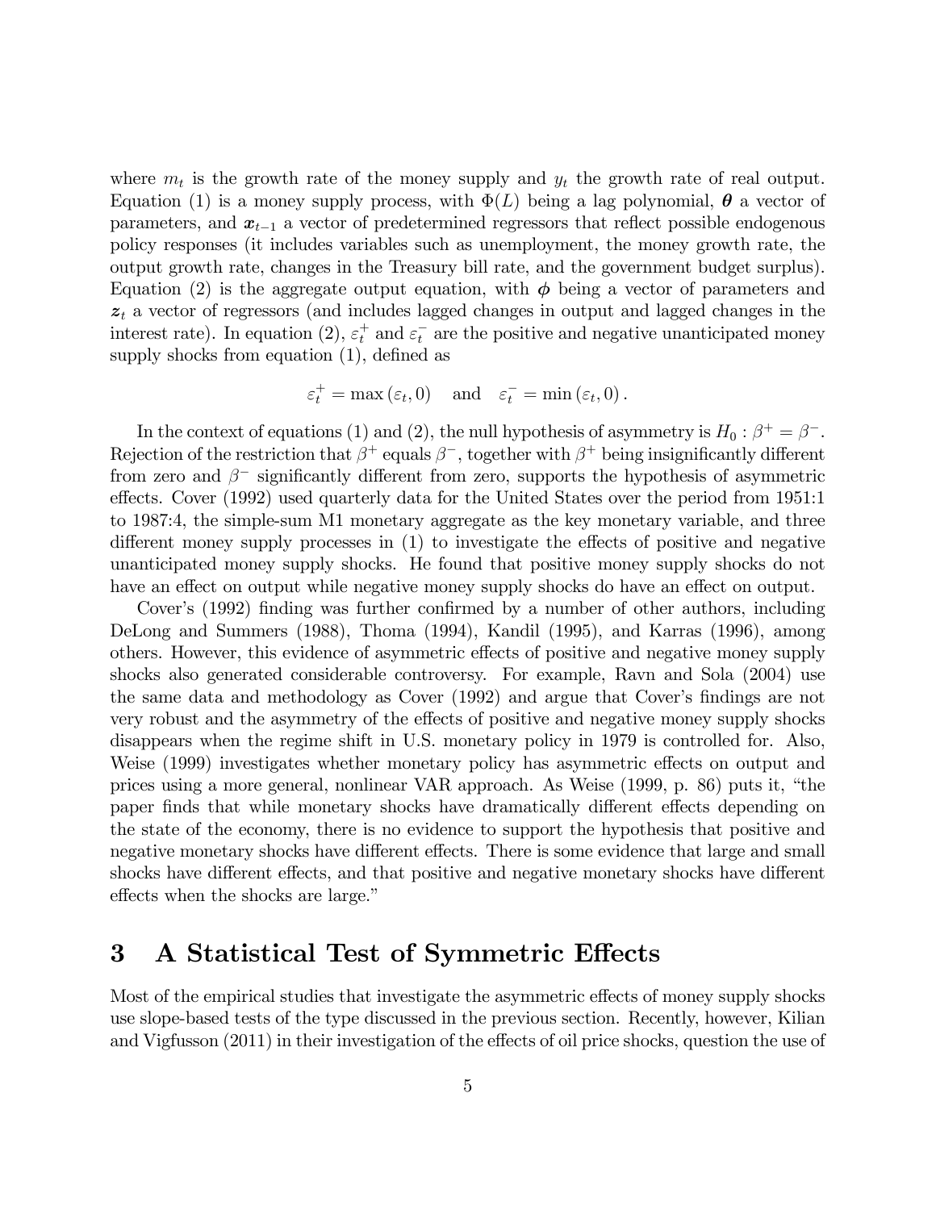where $m_t$ is the growth rate of the money supply and $y_t$ the growth rate of real output. Equation (1) is a money supply process, with $\Phi(L)$ being a lag polynomial, $\boldsymbol{\theta}$ a vector of parameters, and $\boldsymbol{x}_{t-1}$ a vector of predetermined regressors that reflect possible endogenous policy responses (it includes variables such as unemployment, the money growth rate, the output growth rate, changes in the Treasury bill rate, and the government budget surplus). Equation (2) is the aggregate output equation, with $\boldsymbol{\phi}$ being a vector of parameters and $\boldsymbol{z}_t$ a vector of regressors (and includes lagged changes in output and lagged changes in the interest rate). In equation (2), $\varepsilon_t^+$ and $\varepsilon_t^-$ are the positive and negative unanticipated money supply shocks from equation (1), defined as

$$\varepsilon_t^+ = \max(\varepsilon_t, 0) \quad \text{and} \quad \varepsilon_t^- = \min(\varepsilon_t, 0).$$

In the context of equations (1) and (2), the null hypothesis of asymmetry is $H_0 : \beta^+ = \beta^-$. Rejection of the restriction that $\beta^+$ equals $\beta^-$, together with $\beta^+$ being insignificantly different from zero and $\beta^-$ significantly different from zero, supports the hypothesis of asymmetric effects. Cover (1992) used quarterly data for the United States over the period from 1951:1 to 1987:4, the simple-sum M1 monetary aggregate as the key monetary variable, and three different money supply processes in (1) to investigate the effects of positive and negative unanticipated money supply shocks. He found that positive money supply shocks do not have an effect on output while negative money supply shocks do have an effect on output.

Cover's (1992) finding was further confirmed by a number of other authors, including DeLong and Summers (1988), Thoma (1994), Kandil (1995), and Karras (1996), among others. However, this evidence of asymmetric effects of positive and negative money supply shocks also generated considerable controversy. For example, Ravn and Sola (2004) use the same data and methodology as Cover (1992) and argue that Cover's findings are not very robust and the asymmetry of the effects of positive and negative money supply shocks disappears when the regime shift in U.S. monetary policy in 1979 is controlled for. Also, Weise (1999) investigates whether monetary policy has asymmetric effects on output and prices using a more general, nonlinear VAR approach. As Weise (1999, p. 86) puts it, "the paper finds that while monetary shocks have dramatically different effects depending on the state of the economy, there is no evidence to support the hypothesis that positive and negative monetary shocks have different effects. There is some evidence that large and small shocks have different effects, and that positive and negative monetary shocks have different effects when the shocks are large."

# 3 A Statistical Test of Symmetric Effects

Most of the empirical studies that investigate the asymmetric effects of money supply shocks use slope-based tests of the type discussed in the previous section. Recently, however, Kilian and Vigfusson (2011) in their investigation of the effects of oil price shocks, question the use of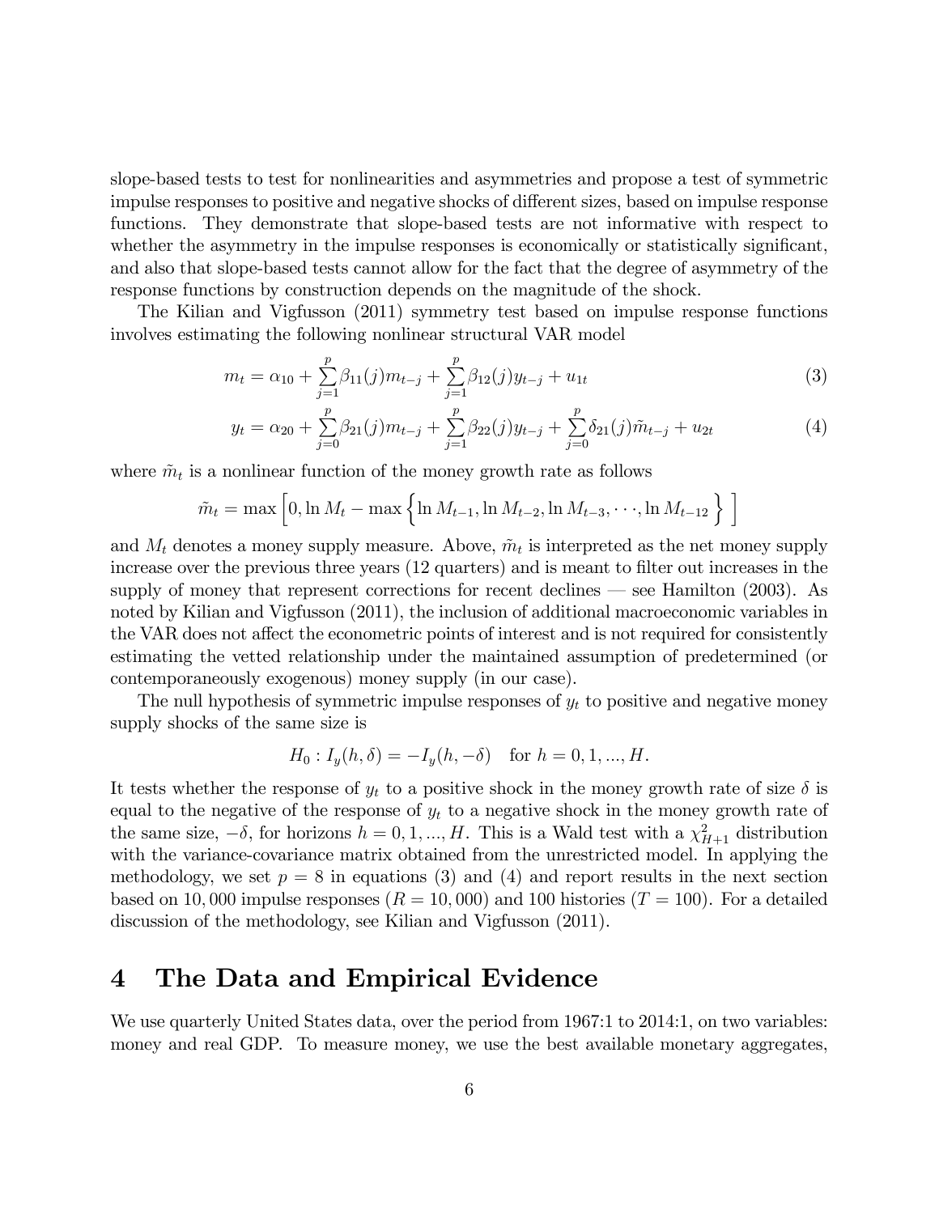slope-based tests to test for nonlinearities and asymmetries and propose a test of symmetric impulse responses to positive and negative shocks of different sizes, based on impulse response functions. They demonstrate that slope-based tests are not informative with respect to whether the asymmetry in the impulse responses is economically or statistically significant, and also that slope-based tests cannot allow for the fact that the degree of asymmetry of the response functions by construction depends on the magnitude of the shock.

The Kilian and Vigfusson (2011) symmetry test based on impulse response functions involves estimating the following nonlinear structural VAR model

$$m_t = \alpha_{10} + \sum_{j=1}^{p} \beta_{11}(j) m_{t-j} + \sum_{j=1}^{p} \beta_{12}(j) y_{t-j} + u_{1t} \tag{3}$$

$$y_t = \alpha_{20} + \sum_{j=0}^{p} \beta_{21}(j) m_{t-j} + \sum_{j=1}^{p} \beta_{22}(j) y_{t-j} + \sum_{j=0}^{p} \delta_{21}(j) \tilde{m}_{t-j} + u_{2t} \tag{4}$$

where $\tilde{m}_t$ is a nonlinear function of the money growth rate as follows

$$\tilde{m}_t = \max \left[ 0, \ln M_t - \max \left\{ \ln M_{t-1}, \ln M_{t-2}, \ln M_{t-3}, \cdots, \ln M_{t-12} \right\} \right]$$

and $M_t$ denotes a money supply measure. Above, $\tilde{m}_t$ is interpreted as the net money supply increase over the previous three years (12 quarters) and is meant to filter out increases in the supply of money that represent corrections for recent declines — see Hamilton (2003). As noted by Kilian and Vigfusson (2011), the inclusion of additional macroeconomic variables in the VAR does not affect the econometric points of interest and is not required for consistently estimating the vetted relationship under the maintained assumption of predetermined (or contemporaneously exogenous) money supply (in our case).

The null hypothesis of symmetric impulse responses of $y_t$ to positive and negative money supply shocks of the same size is

$$H_0 : I_y(h, \delta) = -I_y(h, -\delta) \quad \text{for } h = 0, 1, ..., H.$$

It tests whether the response of $y_t$ to a positive shock in the money growth rate of size $\delta$ is equal to the negative of the response of $y_t$ to a negative shock in the money growth rate of the same size, $-\delta$, for horizons $h = 0, 1, ..., H$. This is a Wald test with a $\chi^2_{H+1}$ distribution with the variance-covariance matrix obtained from the unrestricted model. In applying the methodology, we set $p = 8$ in equations (3) and (4) and report results in the next section based on 10,000 impulse responses ($R = 10,000$) and 100 histories ($T = 100$). For a detailed discussion of the methodology, see Kilian and Vigfusson (2011).

# 4 The Data and Empirical Evidence

We use quarterly United States data, over the period from 1967:1 to 2014:1, on two variables: money and real GDP. To measure money, we use the best available monetary aggregates,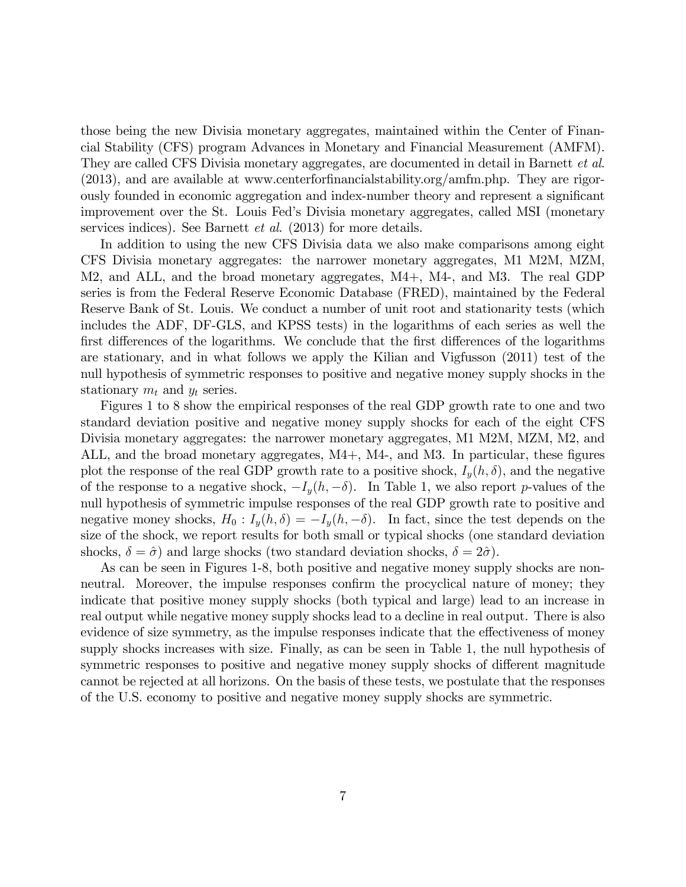those being the new Divisia monetary aggregates, maintained within the Center of Financial Stability (CFS) program Advances in Monetary and Financial Measurement (AMFM). They are called CFS Divisia monetary aggregates, are documented in detail in Barnett *et al.* (2013), and are available at www.centerforfinancialstability.org/amfm.php. They are rigorously founded in economic aggregation and index-number theory and represent a significant improvement over the St. Louis Fed's Divisia monetary aggregates, called MSI (monetary services indices). See Barnett *et al.* (2013) for more details.

In addition to using the new CFS Divisia data we also make comparisons among eight CFS Divisia monetary aggregates: the narrower monetary aggregates, M1 M2M, MZM, M2, and ALL, and the broad monetary aggregates, M4+, M4-, and M3. The real GDP series is from the Federal Reserve Economic Database (FRED), maintained by the Federal Reserve Bank of St. Louis. We conduct a number of unit root and stationarity tests (which includes the ADF, DF-GLS, and KPSS tests) in the logarithms of each series as well the first differences of the logarithms. We conclude that the first differences of the logarithms are stationary, and in what follows we apply the Kilian and Vigfusson (2011) test of the null hypothesis of symmetric responses to positive and negative money supply shocks in the stationary $m_t$ and $y_t$ series.

Figures 1 to 8 show the empirical responses of the real GDP growth rate to one and two standard deviation positive and negative money supply shocks for each of the eight CFS Divisia monetary aggregates: the narrower monetary aggregates, M1 M2M, MZM, M2, and ALL, and the broad monetary aggregates, M4+, M4-, and M3. In particular, these figures plot the response of the real GDP growth rate to a positive shock, $I_y(h, \delta)$, and the negative of the response to a negative shock, $-I_y(h, -\delta)$. In Table 1, we also report $p$-values of the null hypothesis of symmetric impulse responses of the real GDP growth rate to positive and negative money shocks, $H_0 : I_y(h, \delta) = -I_y(h, -\delta)$. In fact, since the test depends on the size of the shock, we report results for both small or typical shocks (one standard deviation shocks, $\delta = \hat{\sigma}$) and large shocks (two standard deviation shocks, $\delta = 2\hat{\sigma}$).

As can be seen in Figures 1-8, both positive and negative money supply shocks are nonneutral. Moreover, the impulse responses confirm the procyclical nature of money; they indicate that positive money supply shocks (both typical and large) lead to an increase in real output while negative money supply shocks lead to a decline in real output. There is also evidence of size symmetry, as the impulse responses indicate that the effectiveness of money supply shocks increases with size. Finally, as can be seen in Table 1, the null hypothesis of symmetric responses to positive and negative money supply shocks of different magnitude cannot be rejected at all horizons. On the basis of these tests, we postulate that the responses of the U.S. economy to positive and negative money supply shocks are symmetric.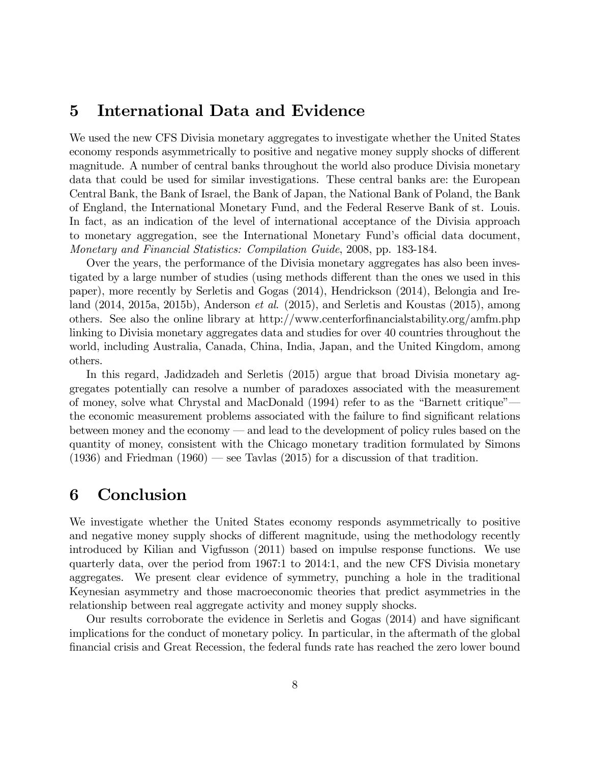## 5 International Data and Evidence

We used the new CFS Divisia monetary aggregates to investigate whether the United States economy responds asymmetrically to positive and negative money supply shocks of different magnitude. A number of central banks throughout the world also produce Divisia monetary data that could be used for similar investigations. These central banks are: the European Central Bank, the Bank of Israel, the Bank of Japan, the National Bank of Poland, the Bank of England, the International Monetary Fund, and the Federal Reserve Bank of st. Louis. In fact, as an indication of the level of international acceptance of the Divisia approach to monetary aggregation, see the International Monetary Fund's official data document, *Monetary and Financial Statistics: Compilation Guide*, 2008, pp. 183-184.

Over the years, the performance of the Divisia monetary aggregates has also been investigated by a large number of studies (using methods different than the ones we used in this paper), more recently by Serletis and Gogas (2014), Hendrickson (2014), Belongia and Ireland (2014, 2015a, 2015b), Anderson *et al.* (2015), and Serletis and Koustas (2015), among others. See also the online library at http://www.centerforfinancialstability.org/amfm.php linking to Divisia monetary aggregates data and studies for over 40 countries throughout the world, including Australia, Canada, China, India, Japan, and the United Kingdom, among others.

In this regard, Jadidzadeh and Serletis (2015) argue that broad Divisia monetary aggregates potentially can resolve a number of paradoxes associated with the measurement of money, solve what Chrystal and MacDonald (1994) refer to as the "Barnett critique"— the economic measurement problems associated with the failure to find significant relations between money and the economy — and lead to the development of policy rules based on the quantity of money, consistent with the Chicago monetary tradition formulated by Simons (1936) and Friedman (1960) — see Tavlas (2015) for a discussion of that tradition.

## 6 Conclusion

We investigate whether the United States economy responds asymmetrically to positive and negative money supply shocks of different magnitude, using the methodology recently introduced by Kilian and Vigfusson (2011) based on impulse response functions. We use quarterly data, over the period from 1967:1 to 2014:1, and the new CFS Divisia monetary aggregates. We present clear evidence of symmetry, punching a hole in the traditional Keynesian asymmetry and those macroeconomic theories that predict asymmetries in the relationship between real aggregate activity and money supply shocks.

Our results corroborate the evidence in Serletis and Gogas (2014) and have significant implications for the conduct of monetary policy. In particular, in the aftermath of the global financial crisis and Great Recession, the federal funds rate has reached the zero lower bound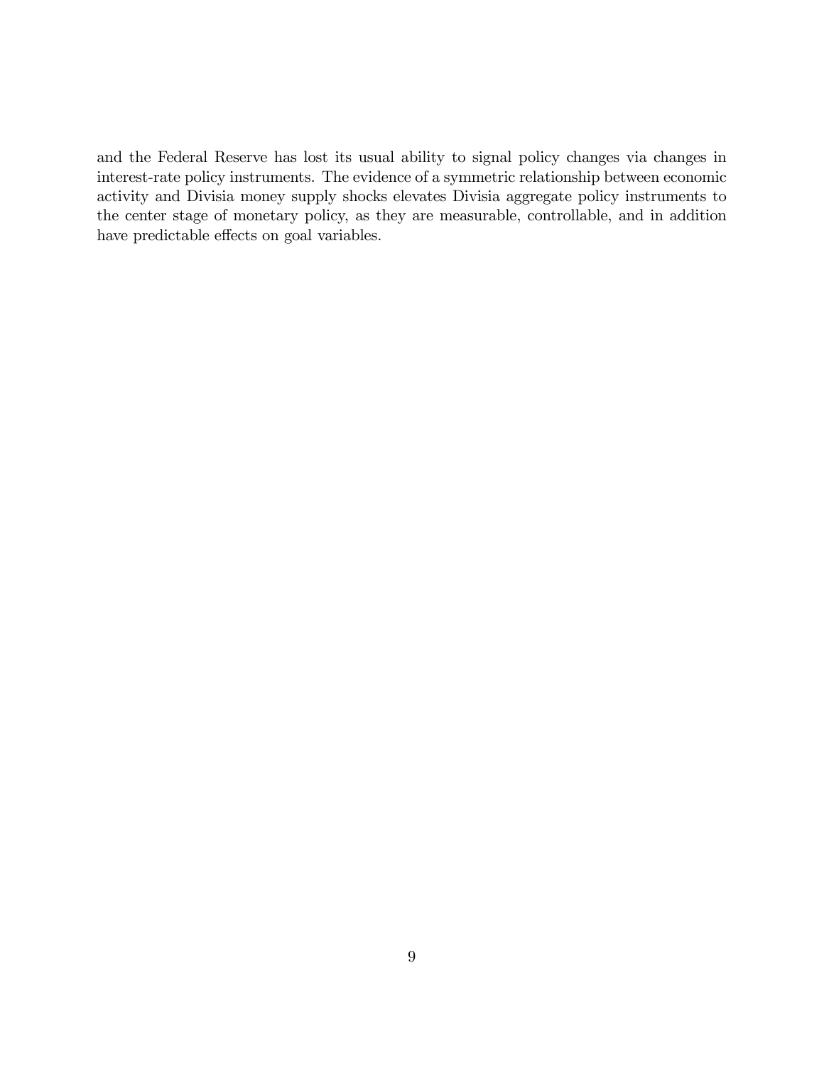and the Federal Reserve has lost its usual ability to signal policy changes via changes in interest-rate policy instruments. The evidence of a symmetric relationship between economic activity and Divisia money supply shocks elevates Divisia aggregate policy instruments to the center stage of monetary policy, as they are measurable, controllable, and in addition have predictable effects on goal variables.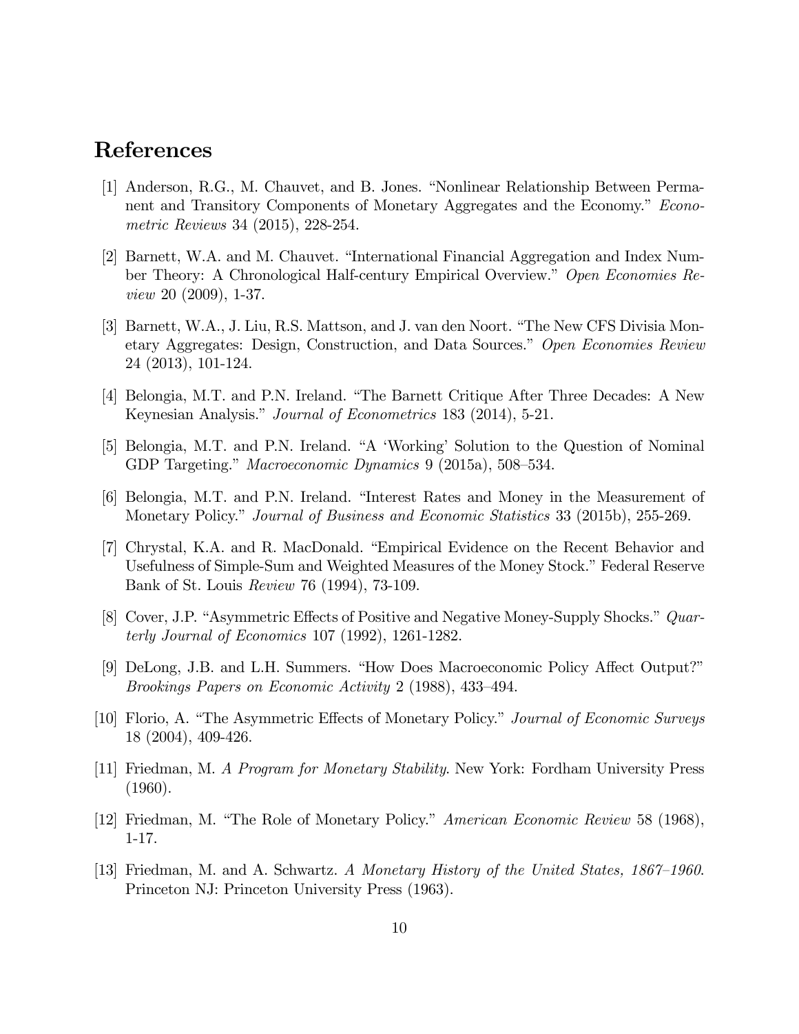# References

[1] Anderson, R.G., M. Chauvet, and B. Jones. "Nonlinear Relationship Between Permanent and Transitory Components of Monetary Aggregates and the Economy." *Econometric Reviews* 34 (2015), 228-254.

[2] Barnett, W.A. and M. Chauvet. "International Financial Aggregation and Index Number Theory: A Chronological Half-century Empirical Overview." *Open Economies Review* 20 (2009), 1-37.

[3] Barnett, W.A., J. Liu, R.S. Mattson, and J. van den Noort. "The New CFS Divisia Monetary Aggregates: Design, Construction, and Data Sources." *Open Economies Review* 24 (2013), 101-124.

[4] Belongia, M.T. and P.N. Ireland. "The Barnett Critique After Three Decades: A New Keynesian Analysis." *Journal of Econometrics* 183 (2014), 5-21.

[5] Belongia, M.T. and P.N. Ireland. "A 'Working' Solution to the Question of Nominal GDP Targeting." *Macroeconomic Dynamics* 9 (2015a), 508–534.

[6] Belongia, M.T. and P.N. Ireland. "Interest Rates and Money in the Measurement of Monetary Policy." *Journal of Business and Economic Statistics* 33 (2015b), 255-269.

[7] Chrystal, K.A. and R. MacDonald. "Empirical Evidence on the Recent Behavior and Usefulness of Simple-Sum and Weighted Measures of the Money Stock." Federal Reserve Bank of St. Louis *Review* 76 (1994), 73-109.

[8] Cover, J.P. "Asymmetric Effects of Positive and Negative Money-Supply Shocks." *Quarterly Journal of Economics* 107 (1992), 1261-1282.

[9] DeLong, J.B. and L.H. Summers. "How Does Macroeconomic Policy Affect Output?" *Brookings Papers on Economic Activity* 2 (1988), 433–494.

[10] Florio, A. "The Asymmetric Effects of Monetary Policy." *Journal of Economic Surveys* 18 (2004), 409-426.

[11] Friedman, M. *A Program for Monetary Stability*. New York: Fordham University Press (1960).

[12] Friedman, M. "The Role of Monetary Policy." *American Economic Review* 58 (1968), 1-17.

[13] Friedman, M. and A. Schwartz. *A Monetary History of the United States, 1867–1960*. Princeton NJ: Princeton University Press (1963).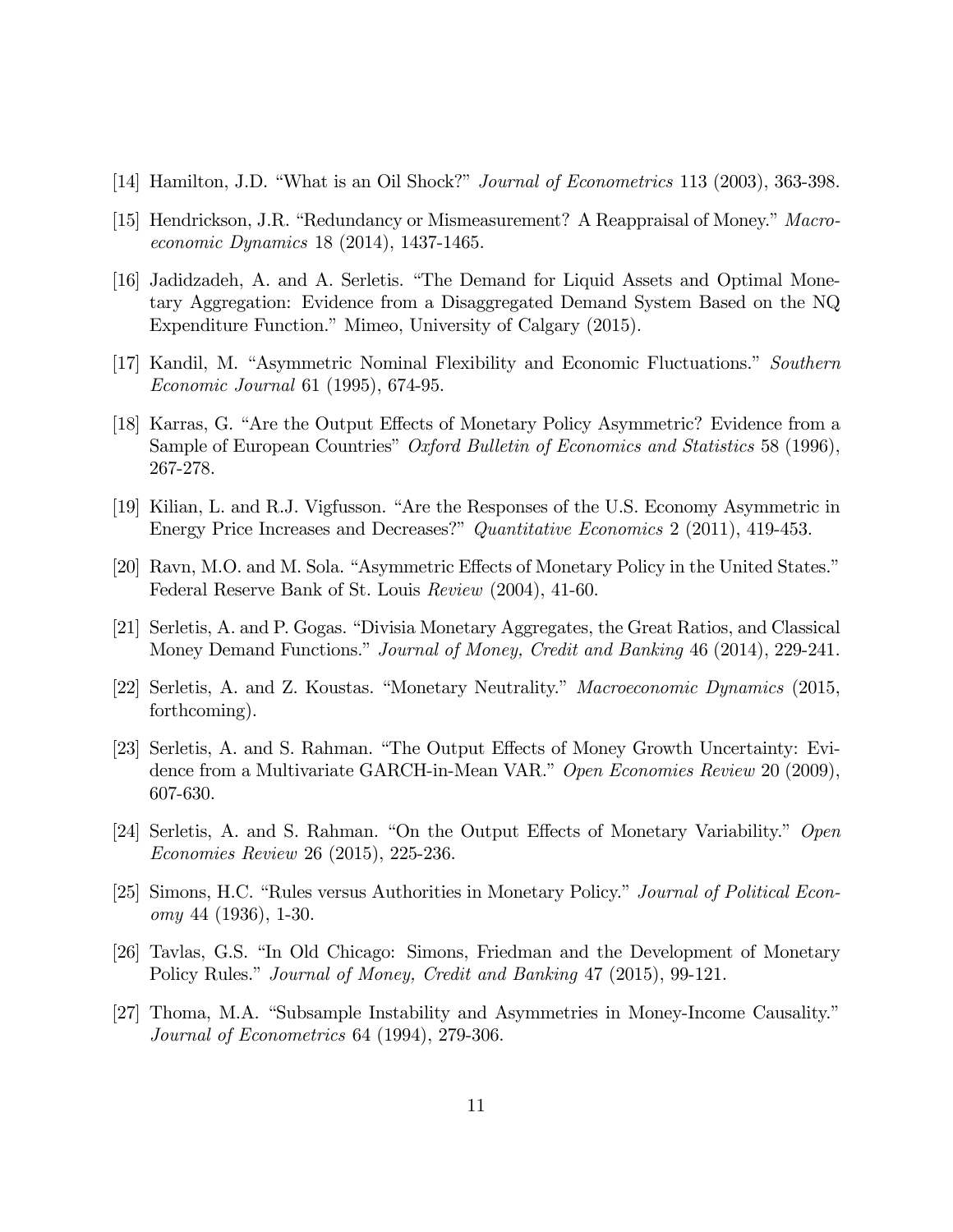[14] Hamilton, J.D. "What is an Oil Shock?" *Journal of Econometrics* 113 (2003), 363-398.

[15] Hendrickson, J.R. "Redundancy or Mismeasurement? A Reappraisal of Money." *Macroeconomic Dynamics* 18 (2014), 1437-1465.

[16] Jadidzadeh, A. and A. Serletis. "The Demand for Liquid Assets and Optimal Monetary Aggregation: Evidence from a Disaggregated Demand System Based on the NQ Expenditure Function." Mimeo, University of Calgary (2015).

[17] Kandil, M. "Asymmetric Nominal Flexibility and Economic Fluctuations." *Southern Economic Journal* 61 (1995), 674-95.

[18] Karras, G. "Are the Output Effects of Monetary Policy Asymmetric? Evidence from a Sample of European Countries" *Oxford Bulletin of Economics and Statistics* 58 (1996), 267-278.

[19] Kilian, L. and R.J. Vigfusson. "Are the Responses of the U.S. Economy Asymmetric in Energy Price Increases and Decreases?" *Quantitative Economics* 2 (2011), 419-453.

[20] Ravn, M.O. and M. Sola. "Asymmetric Effects of Monetary Policy in the United States." Federal Reserve Bank of St. Louis *Review* (2004), 41-60.

[21] Serletis, A. and P. Gogas. "Divisia Monetary Aggregates, the Great Ratios, and Classical Money Demand Functions." *Journal of Money, Credit and Banking* 46 (2014), 229-241.

[22] Serletis, A. and Z. Koustas. "Monetary Neutrality." *Macroeconomic Dynamics* (2015, forthcoming).

[23] Serletis, A. and S. Rahman. "The Output Effects of Money Growth Uncertainty: Evidence from a Multivariate GARCH-in-Mean VAR." *Open Economies Review* 20 (2009), 607-630.

[24] Serletis, A. and S. Rahman. "On the Output Effects of Monetary Variability." *Open Economies Review* 26 (2015), 225-236.

[25] Simons, H.C. "Rules versus Authorities in Monetary Policy." *Journal of Political Economy* 44 (1936), 1-30.

[26] Tavlas, G.S. "In Old Chicago: Simons, Friedman and the Development of Monetary Policy Rules." *Journal of Money, Credit and Banking* 47 (2015), 99-121.

[27] Thoma, M.A. "Subsample Instability and Asymmetries in Money-Income Causality." *Journal of Econometrics* 64 (1994), 279-306.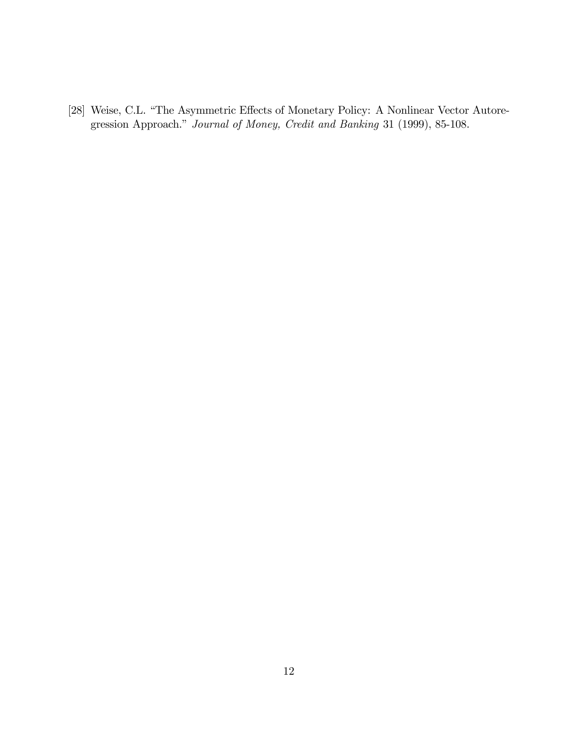[28] Weise, C.L. "The Asymmetric Effects of Monetary Policy: A Nonlinear Vector Autoregression Approach." *Journal of Money, Credit and Banking* 31 (1999), 85-108.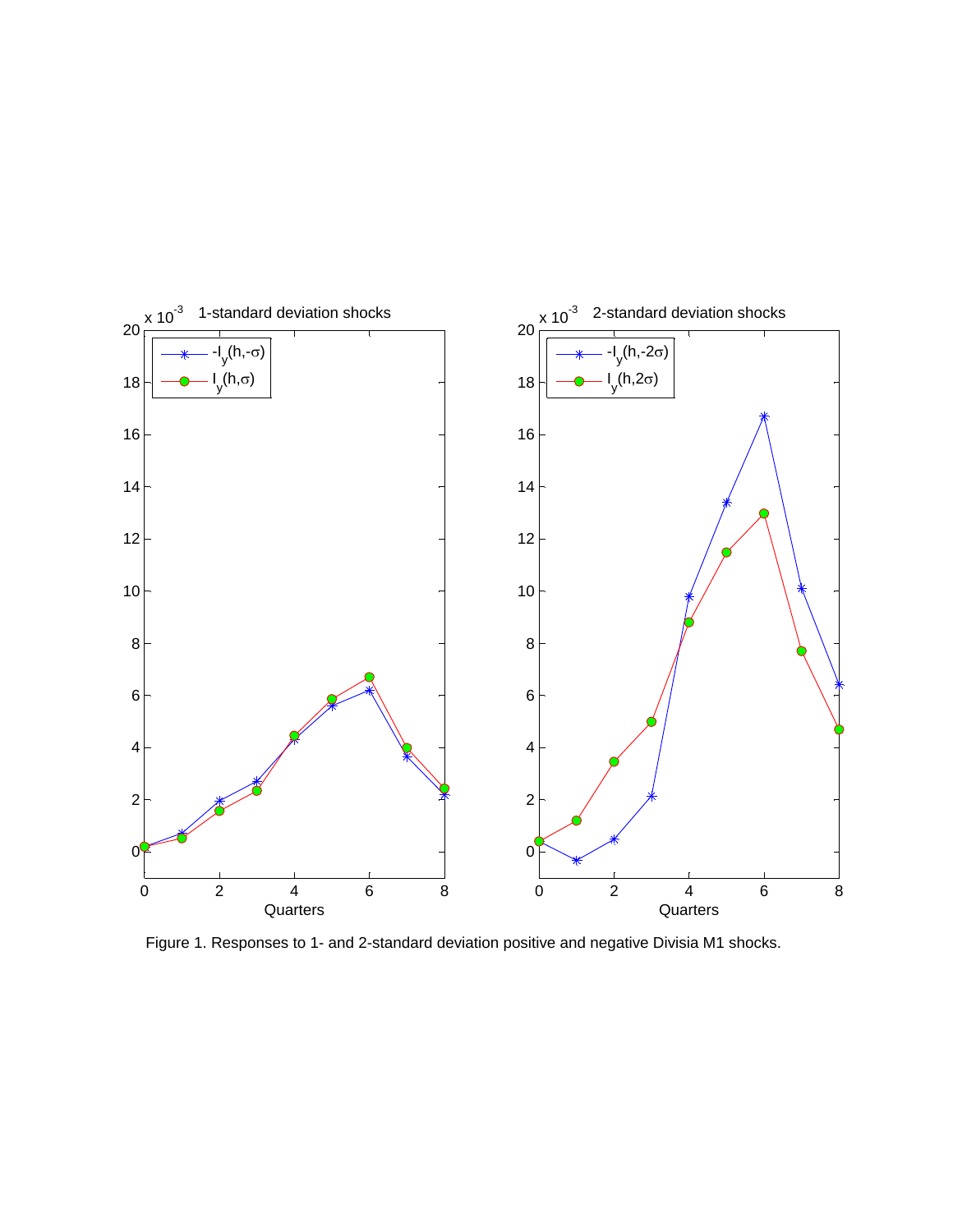x $10^{-3}$ 1-standard deviation shocks

20
18
16
14
12
10
8
6
4
2
0

0 2 4 6 8

Quarters

$-I_y(h,-\sigma)$

$I_y(h,\sigma)$

x $10^{-3}$ 2-standard deviation shocks

20
18
16
14
12
10
8
6
4
2
0

0 2 4 6 8

Quarters

$-I_y(h,-2\sigma)$

$I_y(h,2\sigma)$

Figure 1. Responses to 1- and 2-standard deviation positive and negative Divisia M1 shocks.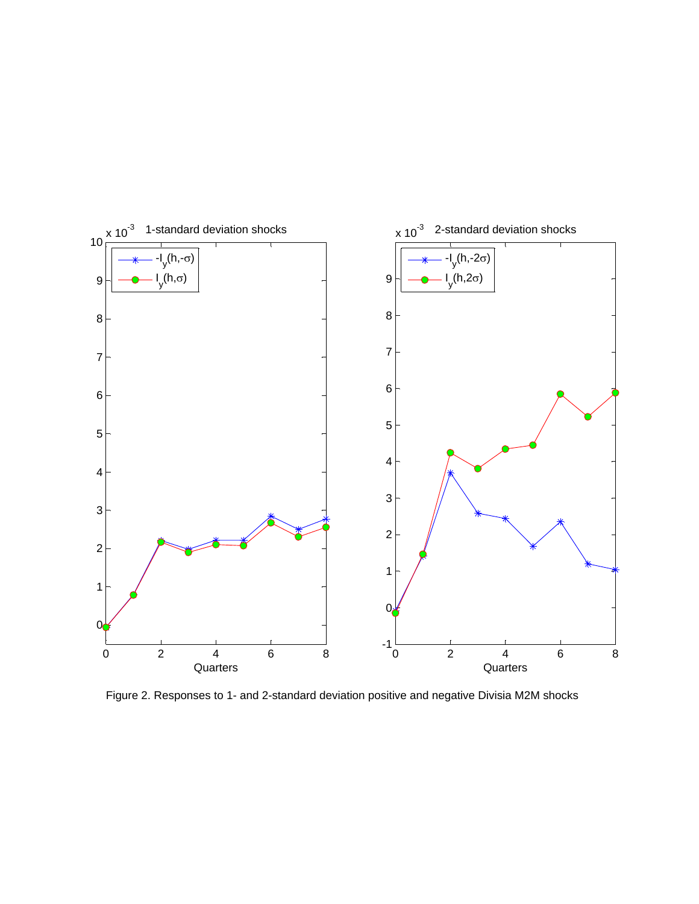x $10^{-3}$ 1-standard deviation shocks

$-I_y(h,-\sigma)$

$I_y(h,\sigma)$

10
9
8
7
6
5
4
3
2
1
0

0 2 4 6 8

Quarters

x $10^{-3}$ 2-standard deviation shocks

$-I_y(h,-2\sigma)$

$I_y(h,2\sigma)$

9
8
7
6
5
4
3
2
1
0
-1

0 2 4 6 8

Quarters

Figure 2. Responses to 1- and 2-standard deviation positive and negative Divisia M2M shocks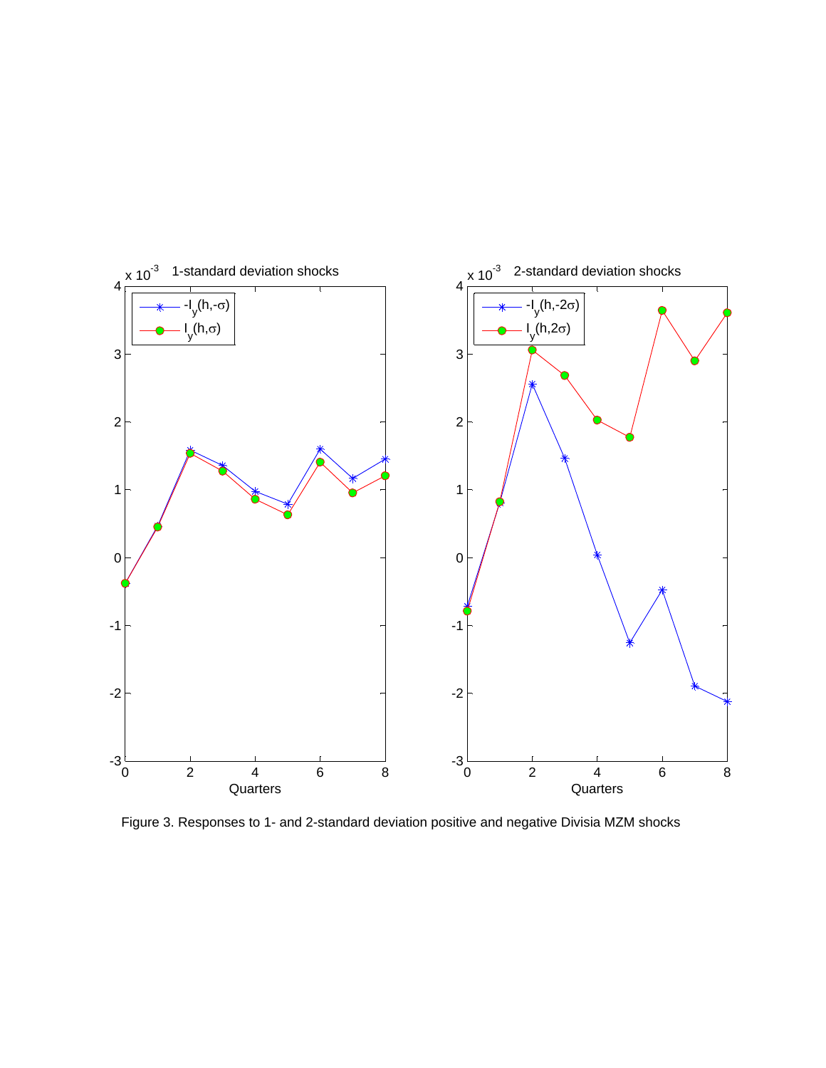x $10^{-3}$ 1-standard deviation shocks

$-I_y(h,-\sigma)$

$I_y(h,\sigma)$

4
3
2
1
0
-1
-2
-3

0 2 4 6 8

Quarters

x $10^{-3}$ 2-standard deviation shocks

$-I_y(h,-2\sigma)$

$I_y(h,2\sigma)$

4
3
2
1
0
-1
-2
-3

0 2 4 6 8

Quarters

Figure 3. Responses to 1- and 2-standard deviation positive and negative Divisia MZM shocks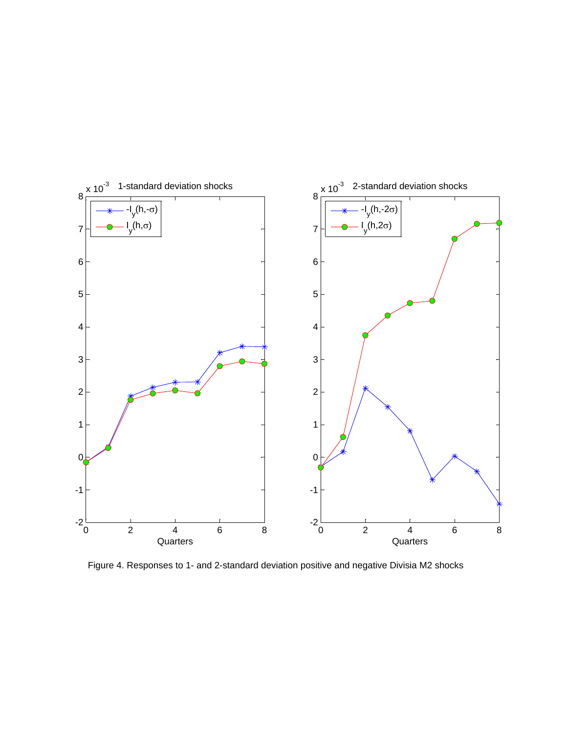x $10^{-3}$ 1-standard deviation shocks

$-I_y(h,-\sigma)$

$I_y(h,\sigma)$

8
7
6
5
4
3
2
1
0
-1
-2

0 2 4 6 8

Quarters

x $10^{-3}$ 2-standard deviation shocks

$-I_y(h,-2\sigma)$

$I_y(h,2\sigma)$

8
7
6
5
4
3
2
1
0
-1
-2

0 2 4 6 8

Quarters

Figure 4. Responses to 1- and 2-standard deviation positive and negative Divisia M2 shocks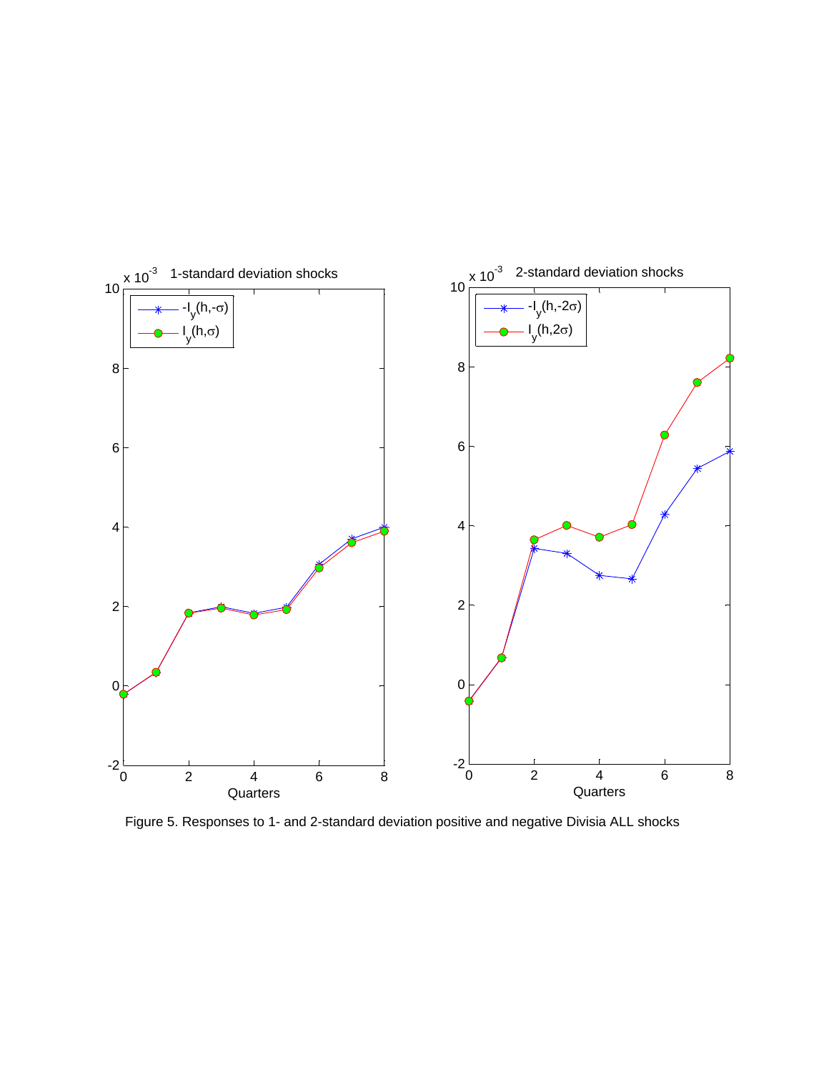x $10^{-3}$ 1-standard deviation shocks

$-I_y(h,-\sigma)$

$I_y(h,\sigma)$

10
8
6
4
2
0
-2

0 2 4 6 8

Quarters

x $10^{-3}$ 2-standard deviation shocks

$-I_y(h,-2\sigma)$

$I_y(h,2\sigma)$

10
8
6
4
2
0
-2

0 2 4 6 8

Quarters

Figure 5. Responses to 1- and 2-standard deviation positive and negative Divisia ALL shocks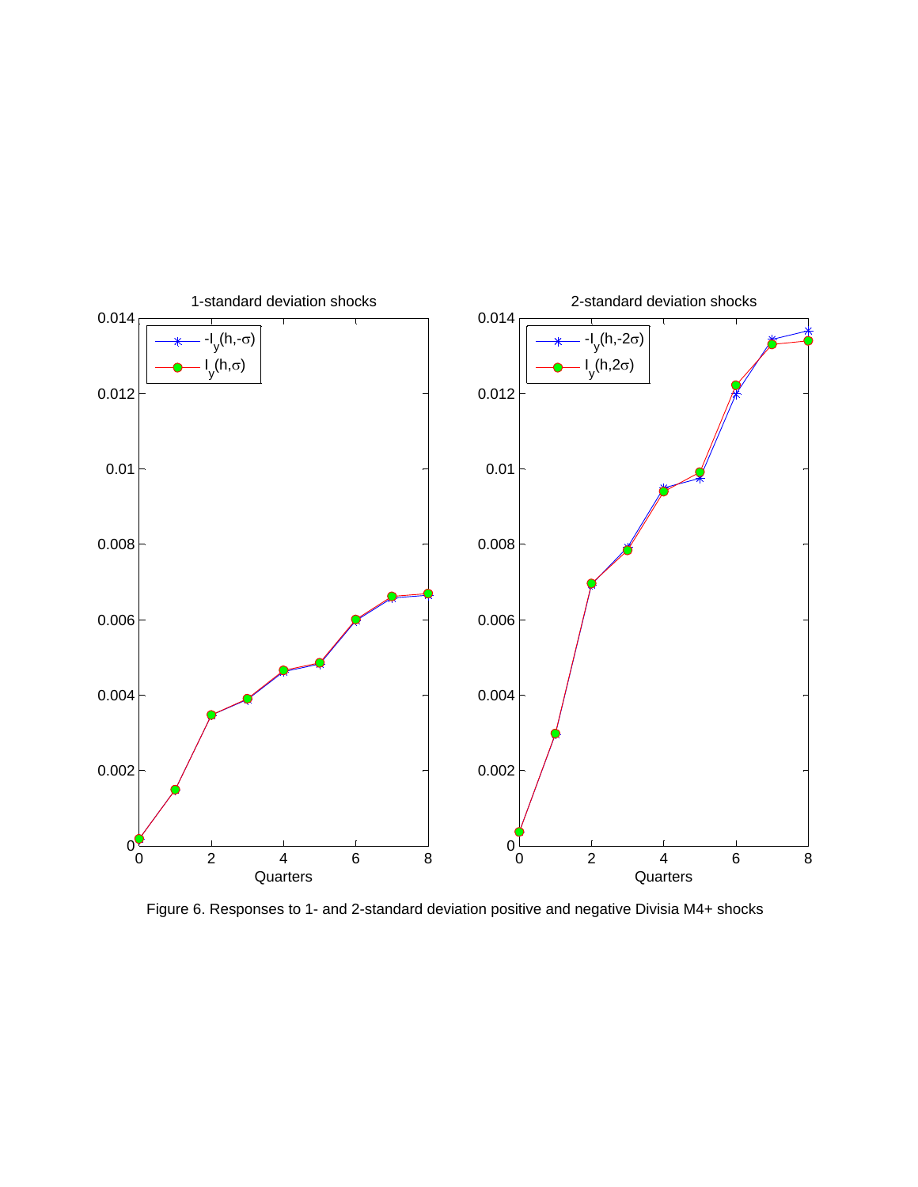1-standard deviation shocks

0.014

0.012

0.01

0.008

0.006

0.004

0.002

0

0 2 4 6 8

Quarters

$-I_y(h,-\sigma)$

$I_y(h,\sigma)$

2-standard deviation shocks

0.014

0.012

0.01

0.008

0.006

0.004

0.002

0

0 2 4 6 8

Quarters

$-I_y(h,-2\sigma)$

$I_y(h,2\sigma)$

Figure 6. Responses to 1- and 2-standard deviation positive and negative Divisia M4+ shocks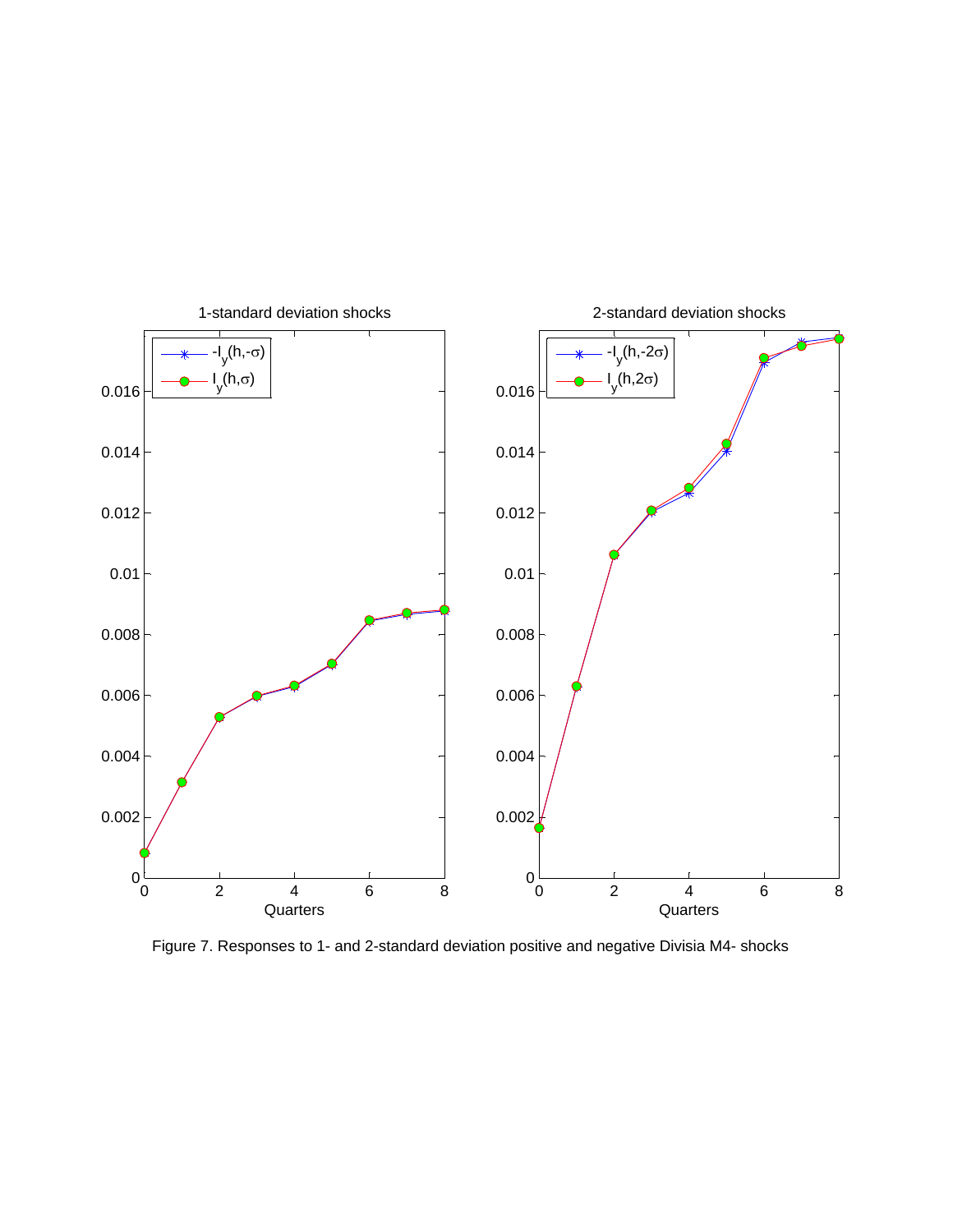1-standard deviation shocks

$-I_y(h,-\sigma)$

$I_y(h,\sigma)$

0.016

0.014

0.012

0.01

0.008

0.006

0.004

0.002

0

0 2 4 6 8

Quarters

2-standard deviation shocks

$-I_y(h,-2\sigma)$

$I_y(h,2\sigma)$

0.016

0.014

0.012

0.01

0.008

0.006

0.004

0.002

0

0 2 4 6 8

Quarters

Figure 7. Responses to 1- and 2-standard deviation positive and negative Divisia M4- shocks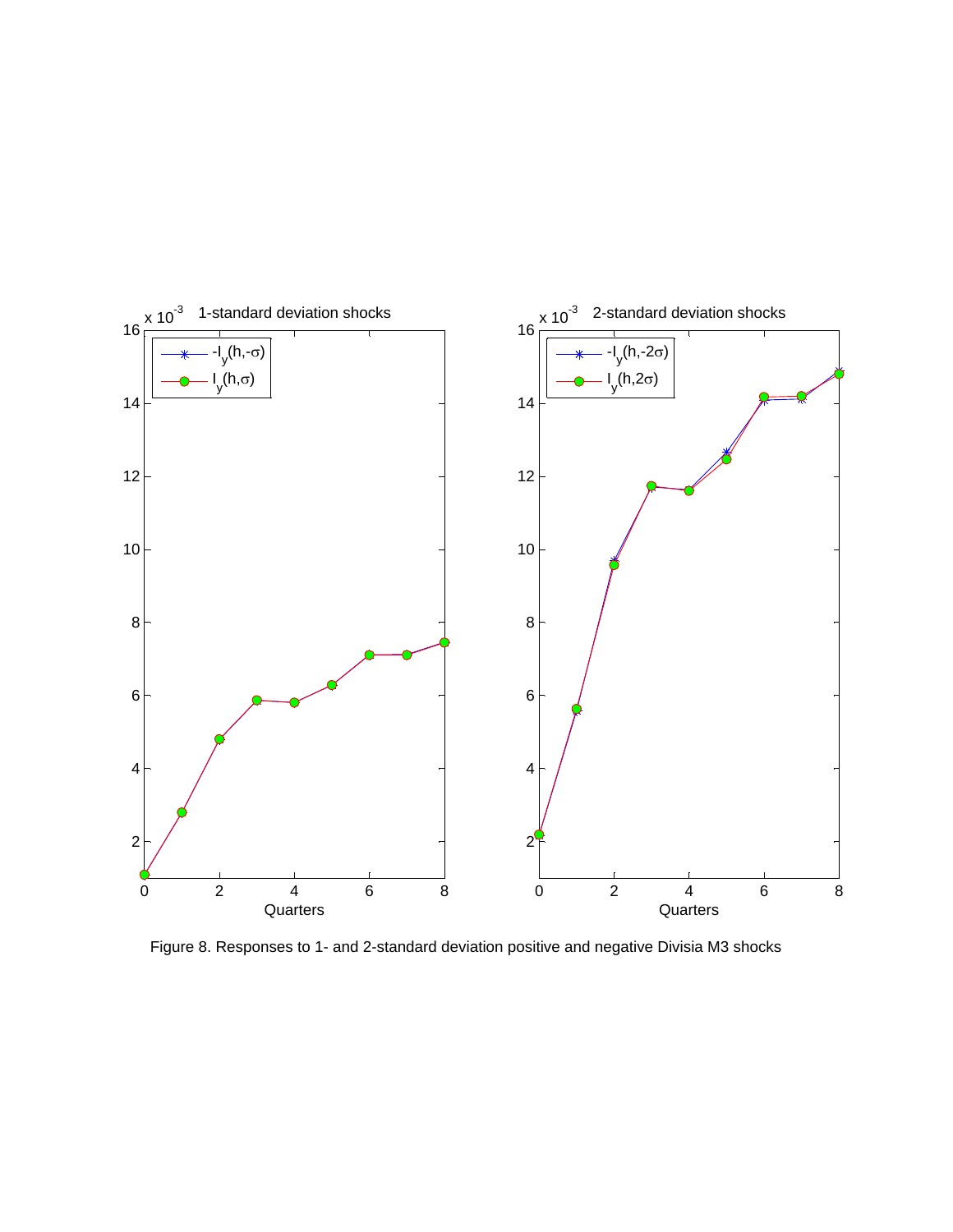x $10^{-3}$ 1-standard deviation shocks

16
14
12
10
8
6
4
2

0 2 4 6 8

Quarters

$-I_y(h,-\sigma)$

$I_y(h,\sigma)$

x $10^{-3}$ 2-standard deviation shocks

16
14
12
10
8
6
4
2

0 2 4 6 8

Quarters

$-I_y(h,-2\sigma)$

$I_y(h,2\sigma)$

Figure 8. Responses to 1- and 2-standard deviation positive and negative Divisia M3 shocks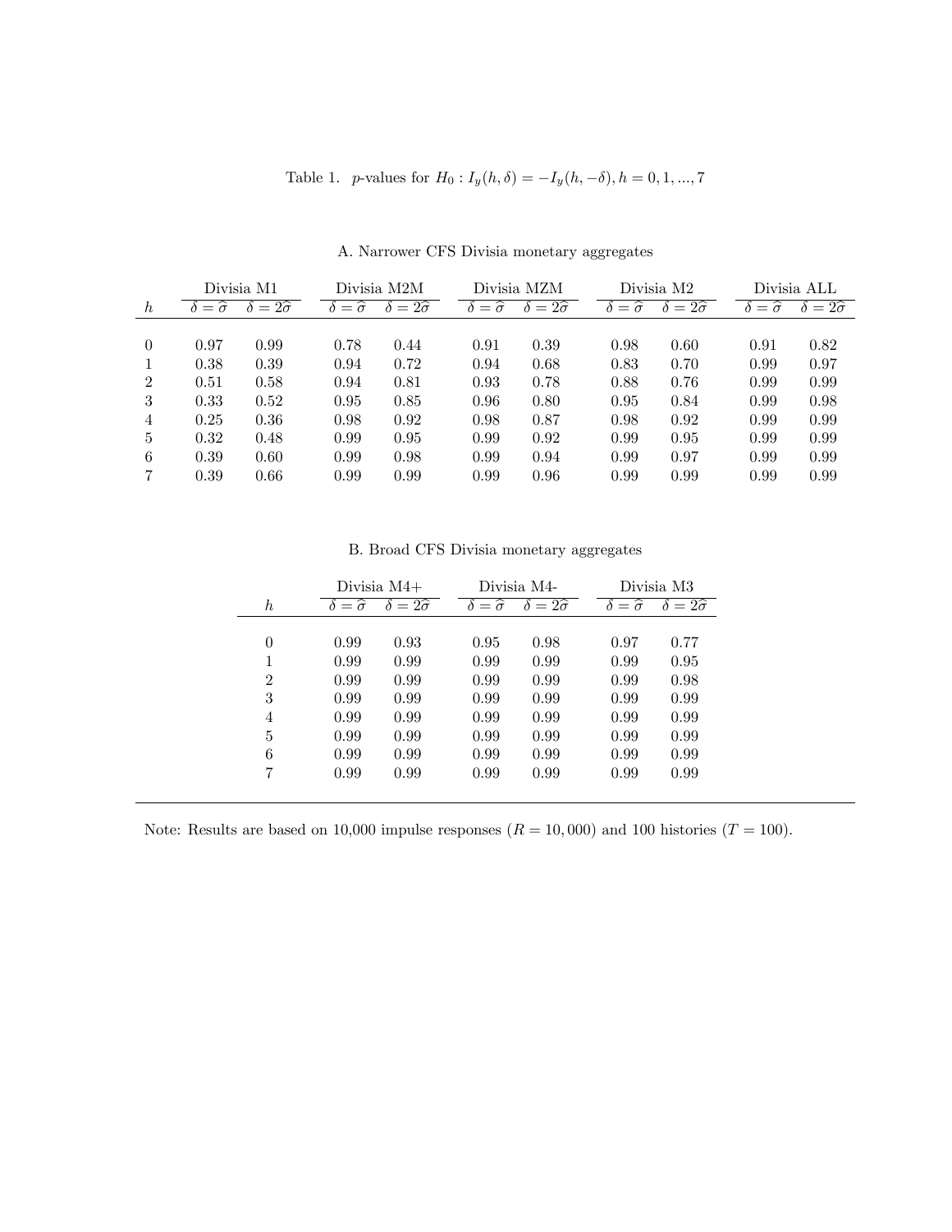Table 1. $p$-values for $H_0 : I_y(h, \delta) = -I_y(h, -\delta), h = 0, 1, ..., 7$

A. Narrower CFS Divisia monetary aggregates

| | Divisia M1 | | Divisia M2M | | Divisia MZM | | Divisia M2 | | Divisia ALL | |
|---|---|---|---|---|---|---|---|---|---|---|
| $h$ | $\delta = \widehat{\sigma}$ | $\delta = 2\widehat{\sigma}$ | $\delta = \widehat{\sigma}$ | $\delta = 2\widehat{\sigma}$ | $\delta = \widehat{\sigma}$ | $\delta = 2\widehat{\sigma}$ | $\delta = \widehat{\sigma}$ | $\delta = 2\widehat{\sigma}$ | $\delta = \widehat{\sigma}$ | $\delta = 2\widehat{\sigma}$ |
| 0 | 0.97 | 0.99 | 0.78 | 0.44 | 0.91 | 0.39 | 0.98 | 0.60 | 0.91 | 0.82 |
| 1 | 0.38 | 0.39 | 0.94 | 0.72 | 0.94 | 0.68 | 0.83 | 0.70 | 0.99 | 0.97 |
| 2 | 0.51 | 0.58 | 0.94 | 0.81 | 0.93 | 0.78 | 0.88 | 0.76 | 0.99 | 0.99 |
| 3 | 0.33 | 0.52 | 0.95 | 0.85 | 0.96 | 0.80 | 0.95 | 0.84 | 0.99 | 0.98 |
| 4 | 0.25 | 0.36 | 0.98 | 0.92 | 0.98 | 0.87 | 0.98 | 0.92 | 0.99 | 0.99 |
| 5 | 0.32 | 0.48 | 0.99 | 0.95 | 0.99 | 0.92 | 0.99 | 0.95 | 0.99 | 0.99 |
| 6 | 0.39 | 0.60 | 0.99 | 0.98 | 0.99 | 0.94 | 0.99 | 0.97 | 0.99 | 0.99 |
| 7 | 0.39 | 0.66 | 0.99 | 0.99 | 0.99 | 0.96 | 0.99 | 0.99 | 0.99 | 0.99 |

B. Broad CFS Divisia monetary aggregates

| | Divisia M4+ | | Divisia M4- | | Divisia M3 | |
|---|---|---|---|---|---|---|
| $h$ | $\delta = \widehat{\sigma}$ | $\delta = 2\widehat{\sigma}$ | $\delta = \widehat{\sigma}$ | $\delta = 2\widehat{\sigma}$ | $\delta = \widehat{\sigma}$ | $\delta = 2\widehat{\sigma}$ |
| 0 | 0.99 | 0.93 | 0.95 | 0.98 | 0.97 | 0.77 |
| 1 | 0.99 | 0.99 | 0.99 | 0.99 | 0.99 | 0.95 |
| 2 | 0.99 | 0.99 | 0.99 | 0.99 | 0.99 | 0.98 |
| 3 | 0.99 | 0.99 | 0.99 | 0.99 | 0.99 | 0.99 |
| 4 | 0.99 | 0.99 | 0.99 | 0.99 | 0.99 | 0.99 |
| 5 | 0.99 | 0.99 | 0.99 | 0.99 | 0.99 | 0.99 |
| 6 | 0.99 | 0.99 | 0.99 | 0.99 | 0.99 | 0.99 |
| 7 | 0.99 | 0.99 | 0.99 | 0.99 | 0.99 | 0.99 |

Note: Results are based on 10,000 impulse responses ($R = 10,000$) and 100 histories ($T = 100$).